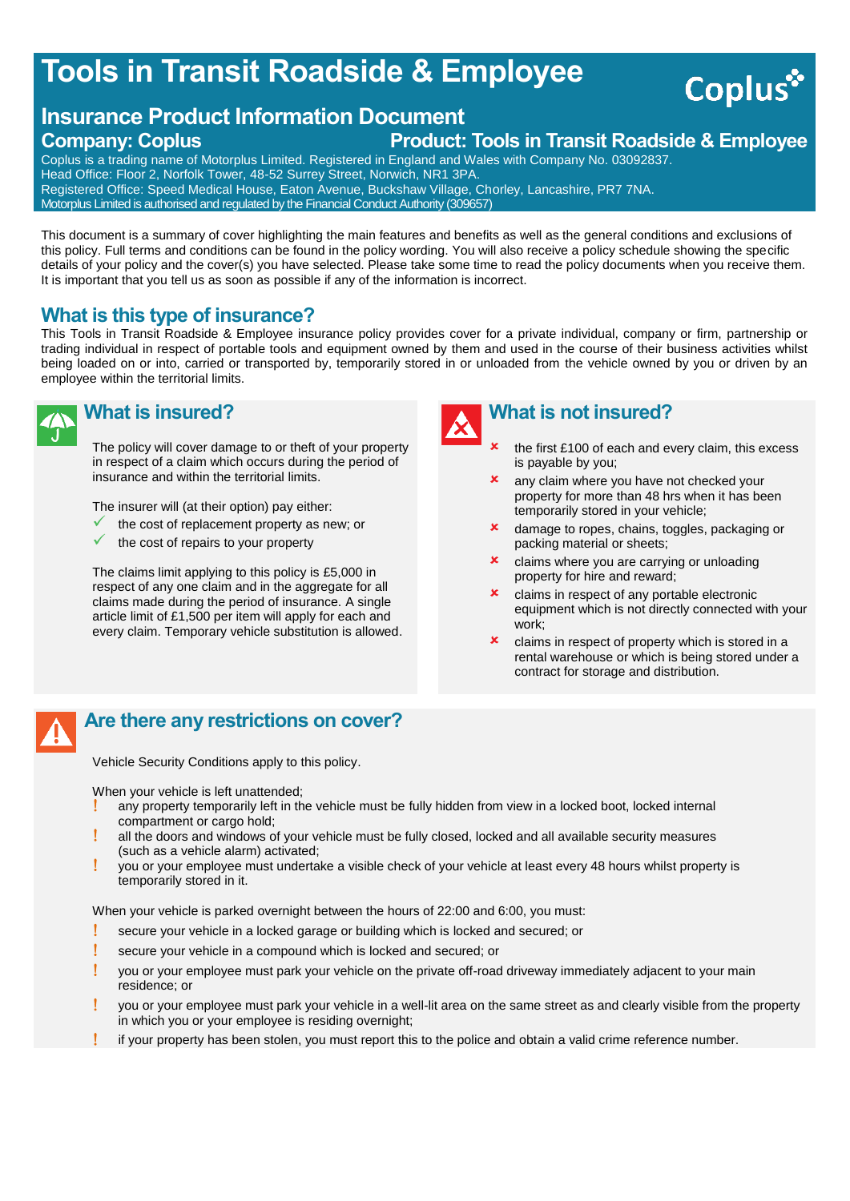# Tools in Transit Roadside & Employee

## Insurance Product Information Document

**Company: Coplus** **Product: Tools in Transit Roadside & Employee**

Coplus is a trading name of Motorplus Limited. Registered in England and Wales with Company No. 03092837.
Head Office: Floor 2, Norfolk Tower, 48-52 Surrey Street, Norwich, NR1 3PA.
Registered Office: Speed Medical House, Eaton Avenue, Buckshaw Village, Chorley, Lancashire, PR7 7NA.
Motorplus Limited is authorised and regulated by the Financial Conduct Authority (309657)

This document is a summary of cover highlighting the main features and benefits as well as the general conditions and exclusions of this policy. Full terms and conditions can be found in the policy wording. You will also receive a policy schedule showing the specific details of your policy and the cover(s) you have selected. Please take some time to read the policy documents when you receive them. It is important that you tell us as soon as possible if any of the information is incorrect.

## What is this type of insurance?

This Tools in Transit Roadside & Employee insurance policy provides cover for a private individual, company or firm, partnership or trading individual in respect of portable tools and equipment owned by them and used in the course of their business activities whilst being loaded on or into, carried or transported by, temporarily stored in or unloaded from the vehicle owned by you or driven by an employee within the territorial limits.

## What is insured?

The policy will cover damage to or theft of your property in respect of a claim which occurs during the period of insurance and within the territorial limits.

The insurer will (at their option) pay either:

- ✓ the cost of replacement property as new; or
- ✓ the cost of repairs to your property

The claims limit applying to this policy is £5,000 in respect of any one claim and in the aggregate for all claims made during the period of insurance. A single article limit of £1,500 per item will apply for each and every claim. Temporary vehicle substitution is allowed.

## What is not insured?

- ✗ the first £100 of each and every claim, this excess is payable by you;
- ✗ any claim where you have not checked your property for more than 48 hrs when it has been temporarily stored in your vehicle;
- ✗ damage to ropes, chains, toggles, packaging or packing material or sheets;
- ✗ claims where you are carrying or unloading property for hire and reward;
- ✗ claims in respect of any portable electronic equipment which is not directly connected with your work;
- ✗ claims in respect of property which is stored in a rental warehouse or which is being stored under a contract for storage and distribution.

## Are there any restrictions on cover?

Vehicle Security Conditions apply to this policy.

When your vehicle is left unattended;

- ! any property temporarily left in the vehicle must be fully hidden from view in a locked boot, locked internal compartment or cargo hold;
- ! all the doors and windows of your vehicle must be fully closed, locked and all available security measures (such as a vehicle alarm) activated;
- ! you or your employee must undertake a visible check of your vehicle at least every 48 hours whilst property is temporarily stored in it.

When your vehicle is parked overnight between the hours of 22:00 and 6:00, you must:

- ! secure your vehicle in a locked garage or building which is locked and secured; or
- ! secure your vehicle in a compound which is locked and secured; or
- ! you or your employee must park your vehicle on the private off-road driveway immediately adjacent to your main residence; or
- ! you or your employee must park your vehicle in a well-lit area on the same street as and clearly visible from the property in which you or your employee is residing overnight;
- ! if your property has been stolen, you must report this to the police and obtain a valid crime reference number.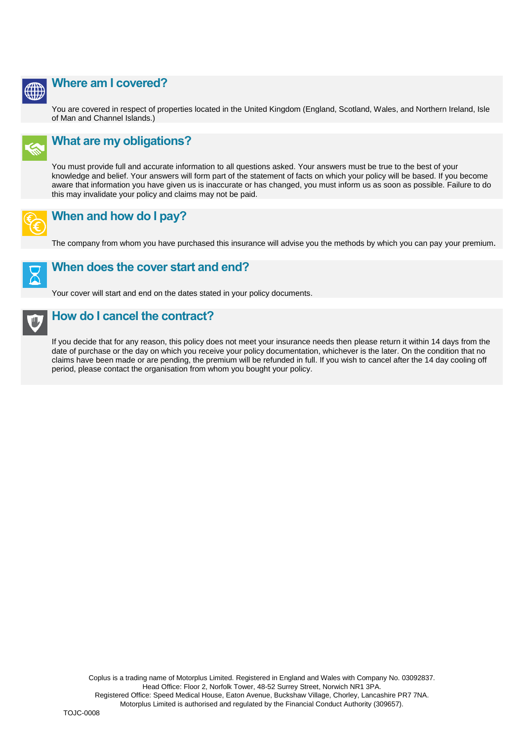## Where am I covered?

You are covered in respect of properties located in the United Kingdom (England, Scotland, Wales, and Northern Ireland, Isle of Man and Channel Islands.)

## What are my obligations?

You must provide full and accurate information to all questions asked. Your answers must be true to the best of your knowledge and belief. Your answers will form part of the statement of facts on which your policy will be based. If you become aware that information you have given us is inaccurate or has changed, you must inform us as soon as possible. Failure to do this may invalidate your policy and claims may not be paid.

## When and how do I pay?

The company from whom you have purchased this insurance will advise you the methods by which you can pay your premium.

## When does the cover start and end?

Your cover will start and end on the dates stated in your policy documents.

## How do I cancel the contract?

If you decide that for any reason, this policy does not meet your insurance needs then please return it within 14 days from the date of purchase or the day on which you receive your policy documentation, whichever is the later. On the condition that no claims have been made or are pending, the premium will be refunded in full. If you wish to cancel after the 14 day cooling off period, please contact the organisation from whom you bought your policy.

Coplus is a trading name of Motorplus Limited. Registered in England and Wales with Company No. 03092837.
Head Office: Floor 2, Norfolk Tower, 48-52 Surrey Street, Norwich NR1 3PA.
Registered Office: Speed Medical House, Eaton Avenue, Buckshaw Village, Chorley, Lancashire PR7 7NA.
Motorplus Limited is authorised and regulated by the Financial Conduct Authority (309657).

TOJC-0008